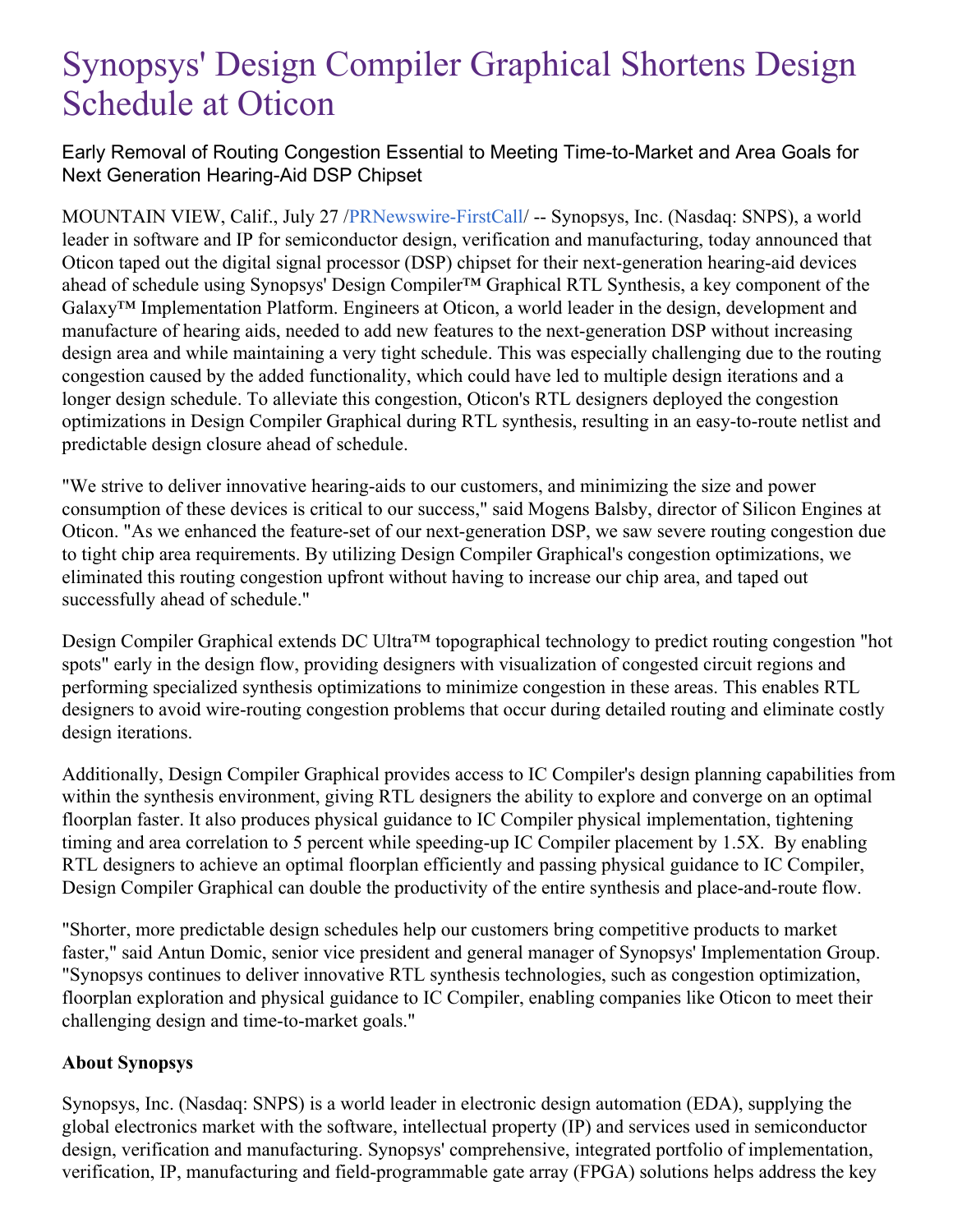# Synopsys' Design Compiler Graphical Shortens Design Schedule at Oticon

## Early Removal of Routing Congestion Essential to Meeting Time-to-Market and Area Goals for Next Generation Hearing-Aid DSP Chipset

MOUNTAIN VIEW, Calif., July 27 /PRNewswire-FirstCall/ -- Synopsys, Inc. (Nasdaq: SNPS), a world leader in software and IP for semiconductor design, verification and manufacturing, today announced that Oticon taped out the digital signal processor (DSP) chipset for their next-generation hearing-aid devices ahead of schedule using Synopsys' Design Compiler™ Graphical RTL Synthesis, a key component of the Galaxy™ Implementation Platform. Engineers at Oticon, a world leader in the design, development and manufacture of hearing aids, needed to add new features to the next-generation DSP without increasing design area and while maintaining a very tight schedule. This was especially challenging due to the routing congestion caused by the added functionality, which could have led to multiple design iterations and a longer design schedule. To alleviate this congestion, Oticon's RTL designers deployed the congestion optimizations in Design Compiler Graphical during RTL synthesis, resulting in an easy-to-route netlist and predictable design closure ahead of schedule.

"We strive to deliver innovative hearing-aids to our customers, and minimizing the size and power consumption of these devices is critical to our success," said Mogens Balsby, director of Silicon Engines at Oticon. "As we enhanced the feature-set of our next-generation DSP, we saw severe routing congestion due to tight chip area requirements. By utilizing Design Compiler Graphical's congestion optimizations, we eliminated this routing congestion upfront without having to increase our chip area, and taped out successfully ahead of schedule."

Design Compiler Graphical extends DC Ultra™ topographical technology to predict routing congestion "hot spots" early in the design flow, providing designers with visualization of congested circuit regions and performing specialized synthesis optimizations to minimize congestion in these areas. This enables RTL designers to avoid wire-routing congestion problems that occur during detailed routing and eliminate costly design iterations.

Additionally, Design Compiler Graphical provides access to IC Compiler's design planning capabilities from within the synthesis environment, giving RTL designers the ability to explore and converge on an optimal floorplan faster. It also produces physical guidance to IC Compiler physical implementation, tightening timing and area correlation to 5 percent while speeding-up IC Compiler placement by 1.5X. By enabling RTL designers to achieve an optimal floorplan efficiently and passing physical guidance to IC Compiler, Design Compiler Graphical can double the productivity of the entire synthesis and place-and-route flow.

"Shorter, more predictable design schedules help our customers bring competitive products to market faster," said Antun Domic, senior vice president and general manager of Synopsys' Implementation Group. "Synopsys continues to deliver innovative RTL synthesis technologies, such as congestion optimization, floorplan exploration and physical guidance to IC Compiler, enabling companies like Oticon to meet their challenging design and time-to-market goals."

**About Synopsys**

Synopsys, Inc. (Nasdaq: SNPS) is a world leader in electronic design automation (EDA), supplying the global electronics market with the software, intellectual property (IP) and services used in semiconductor design, verification and manufacturing. Synopsys' comprehensive, integrated portfolio of implementation, verification, IP, manufacturing and field-programmable gate array (FPGA) solutions helps address the key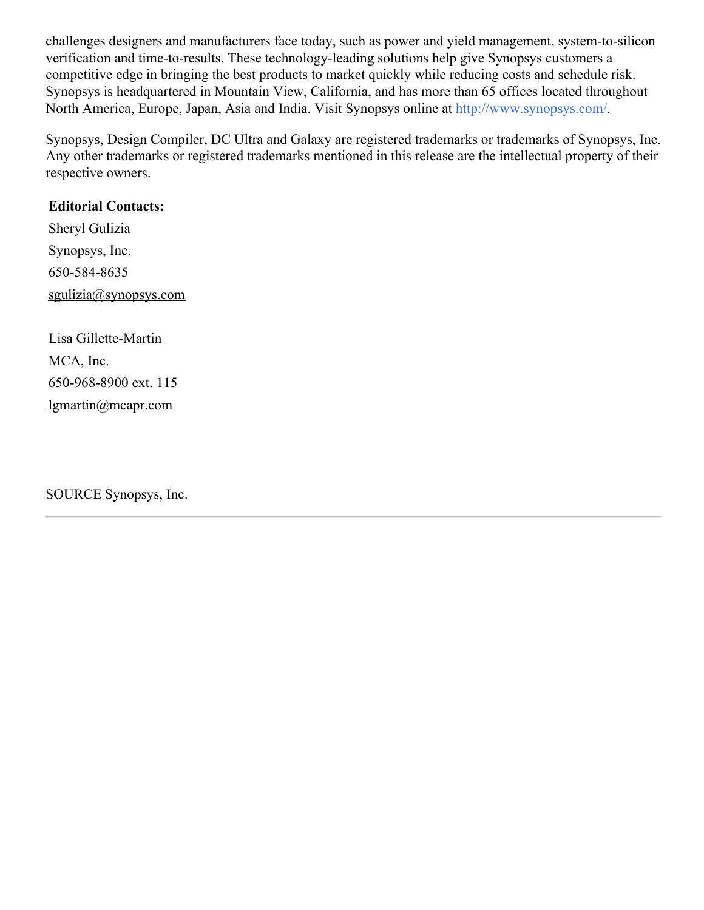challenges designers and manufacturers face today, such as power and yield management, system-to-silicon verification and time-to-results. These technology-leading solutions help give Synopsys customers a competitive edge in bringing the best products to market quickly while reducing costs and schedule risk. Synopsys is headquartered in Mountain View, California, and has more than 65 offices located throughout North America, Europe, Japan, Asia and India. Visit Synopsys online at http://www.synopsys.com/.

Synopsys, Design Compiler, DC Ultra and Galaxy are registered trademarks or trademarks of Synopsys, Inc. Any other trademarks or registered trademarks mentioned in this release are the intellectual property of their respective owners.

**Editorial Contacts:**

Sheryl Gulizia
Synopsys, Inc.
650-584-8635
sgulizia@synopsys.com

Lisa Gillette-Martin
MCA, Inc.
650-968-8900 ext. 115
lgmartin@mcapr.com

SOURCE Synopsys, Inc.